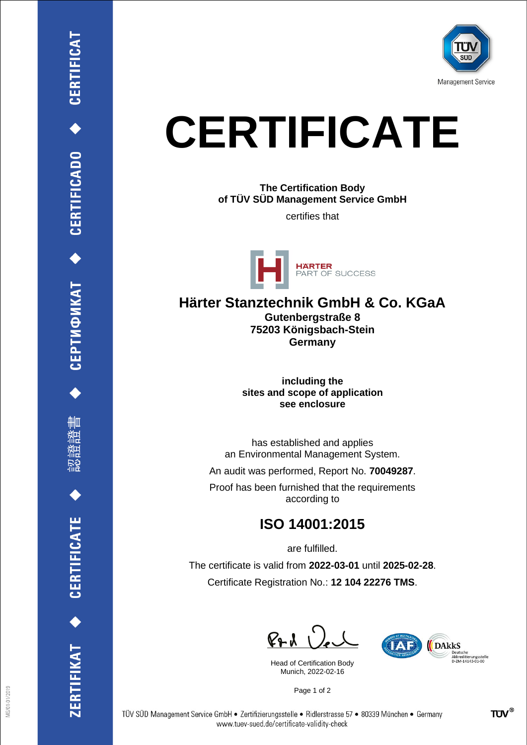TÜV SÜD

Management Service

# CERTIFICATE

**The Certification Body**
**of TÜV SÜD Management Service GmbH**

certifies that

HÄRTER
PART OF SUCCESS

## Härter Stanztechnik GmbH & Co. KGaA

**Gutenbergstraße 8**
**75203 Königsbach-Stein**
**Germany**

**including the**
**sites and scope of application**
**see enclosure**

has established and applies
an Environmental Management System.

An audit was performed, Report No. **70049287**.

Proof has been furnished that the requirements
according to

## ISO 14001:2015

are fulfilled.

The certificate is valid from **2022-03-01** until **2025-02-28**.

Certificate Registration No.: **12 104 22276 TMS**.

Head of Certification Body
Munich, 2022-02-16

DAkkS
Deutsche
Akkreditierungsstelle
D-ZM-14143-01-00

ZERTIFIKAT ◆ CERTIFICATE ◆ 認證證書 ◆ СЕРТИФИКАТ ◆ CERTIFICADO ◆ CERTIFICAT

TÜV SÜD Management Service GmbH • Zertifizierungsstelle • Ridlerstrasse 57 • 80339 München • Germany
www.tuev-sued.de/certificate-validity-check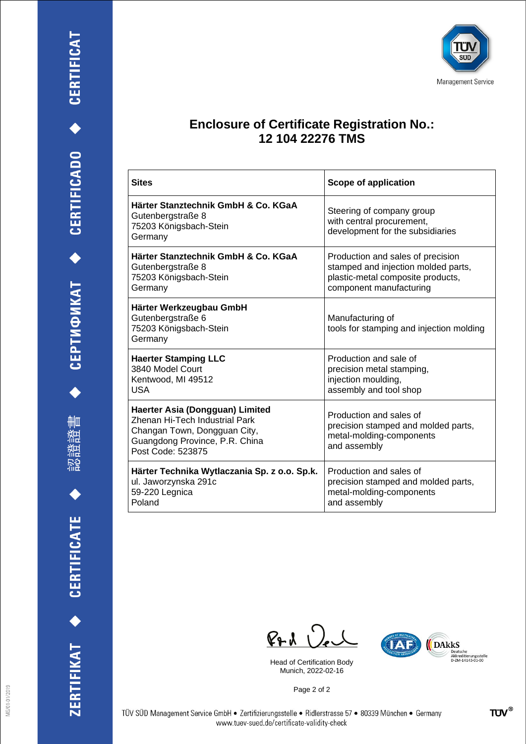TÜV SÜD

Management Service

# Enclosure of Certificate Registration No.: 12 104 22276 TMS

| Sites | Scope of application |
|---|---|
| **Härter Stanztechnik GmbH & Co. KGaA**<br>Gutenbergstraße 8<br>75203 Königsbach-Stein<br>Germany | Steering of company group with central procurement, development for the subsidiaries |
| **Härter Stanztechnik GmbH & Co. KGaA**<br>Gutenbergstraße 8<br>75203 Königsbach-Stein<br>Germany | Production and sales of precision stamped and injection molded parts, plastic-metal composite products, component manufacturing |
| **Härter Werkzeugbau GmbH**<br>Gutenbergstraße 6<br>75203 Königsbach-Stein<br>Germany | Manufacturing of tools for stamping and injection molding |
| **Haerter Stamping LLC**<br>3840 Model Court<br>Kentwood, MI 49512<br>USA | Production and sale of precision metal stamping, injection moulding, assembly and tool shop |
| **Haerter Asia (Dongguan) Limited**<br>Zhenan Hi-Tech Industrial Park<br>Changan Town, Dongguan City,<br>Guangdong Province, P.R. China<br>Post Code: 523875 | Production and sales of precision stamped and molded parts, metal-molding-components and assembly |
| **Härter Technika Wytlaczania Sp. z o.o. Sp.k.**<br>ul. Jaworzynska 291c<br>59-220 Legnica<br>Poland | Production and sales of precision stamped and molded parts, metal-molding-components and assembly |

Head of Certification Body
Munich, 2022-02-16

DAkkS Deutsche Akkreditierungsstelle D-ZM-14143-01-00

ZERTIFIKAT ◆ CERTIFICATE ◆ 認證證書 ◆ СЕРТИФИКАТ ◆ CERTIFICADO ◆ CERTIFICAT

TÜV SÜD Management Service GmbH • Zertifizierungsstelle • Ridlerstrasse 57 • 80339 München • Germany
www.tuev-sued.de/certificate-validity-check